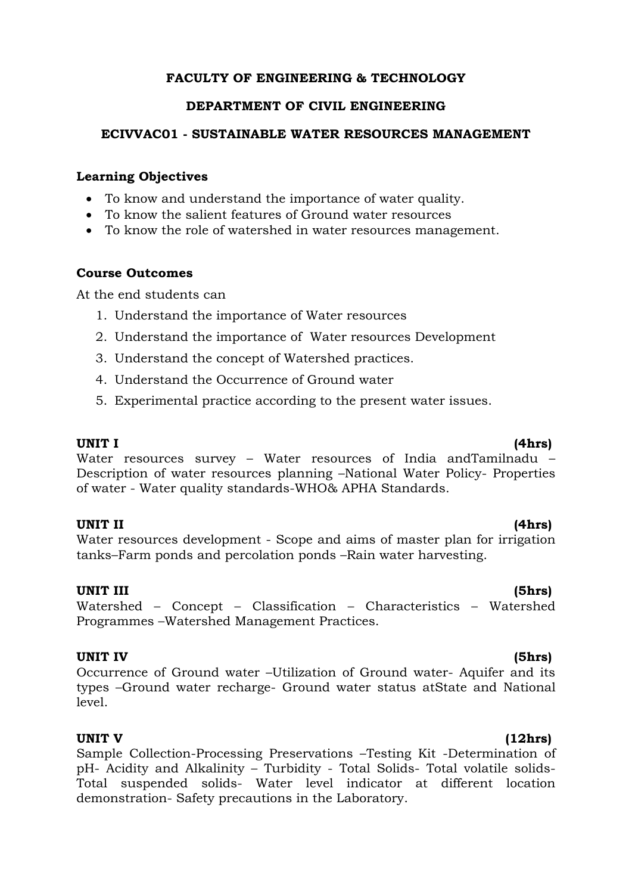**FACULTY OF ENGINEERING & TECHNOLOGY**

**DEPARTMENT OF CIVIL ENGINEERING**

# ECIVVAC01 - SUSTAINABLE WATER RESOURCES MANAGEMENT

**Learning Objectives**

- To know and understand the importance of water quality.
- To know the salient features of Ground water resources
- To know the role of watershed in water resources management.

**Course Outcomes**

At the end students can

1. Understand the importance of Water resources
2. Understand the importance of Water resources Development
3. Understand the concept of Watershed practices.
4. Understand the Occurrence of Ground water
5. Experimental practice according to the present water issues.

**UNIT I** **(4hrs)**

Water resources survey – Water resources of India andTamilnadu – Description of water resources planning –National Water Policy- Properties of water - Water quality standards-WHO& APHA Standards.

**UNIT II** **(4hrs)**

Water resources development - Scope and aims of master plan for irrigation tanks–Farm ponds and percolation ponds –Rain water harvesting.

**UNIT III** **(5hrs)**

Watershed – Concept – Classification – Characteristics – Watershed Programmes –Watershed Management Practices.

**UNIT IV** **(5hrs)**

Occurrence of Ground water –Utilization of Ground water- Aquifer and its types –Ground water recharge- Ground water status atState and National level.

**UNIT V** **(12hrs)**

Sample Collection-Processing Preservations –Testing Kit -Determination of pH- Acidity and Alkalinity – Turbidity - Total Solids- Total volatile solids- Total suspended solids- Water level indicator at different location demonstration- Safety precautions in the Laboratory.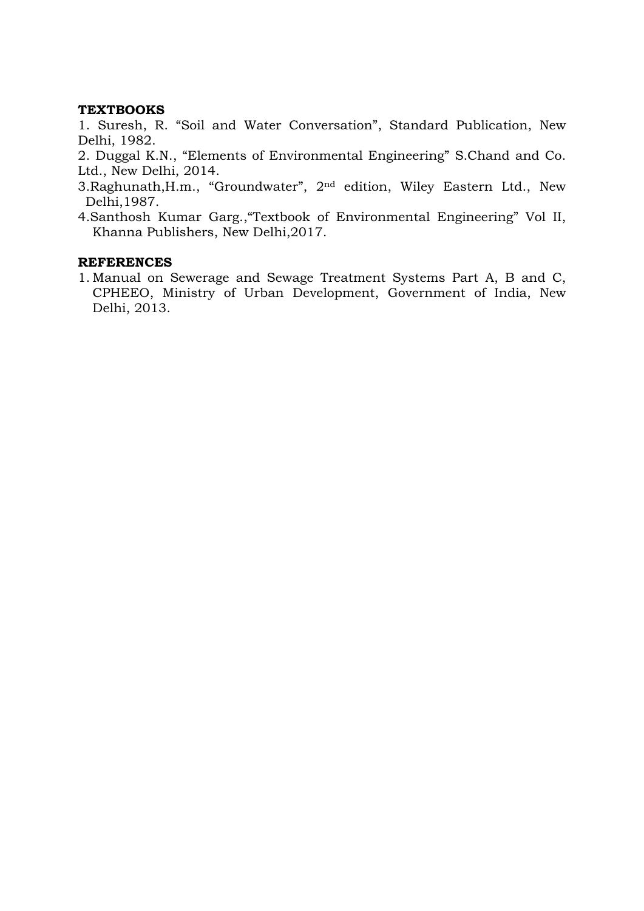**TEXTBOOKS**

1. Suresh, R. "Soil and Water Conversation", Standard Publication, New Delhi, 1982.
2. Duggal K.N., "Elements of Environmental Engineering" S.Chand and Co. Ltd., New Delhi, 2014.
3. Raghunath,H.m., "Groundwater", 2nd edition, Wiley Eastern Ltd., New Delhi,1987.
4. Santhosh Kumar Garg.,"Textbook of Environmental Engineering" Vol II, Khanna Publishers, New Delhi,2017.

**REFERENCES**

1. Manual on Sewerage and Sewage Treatment Systems Part A, B and C, CPHEEO, Ministry of Urban Development, Government of India, New Delhi, 2013.